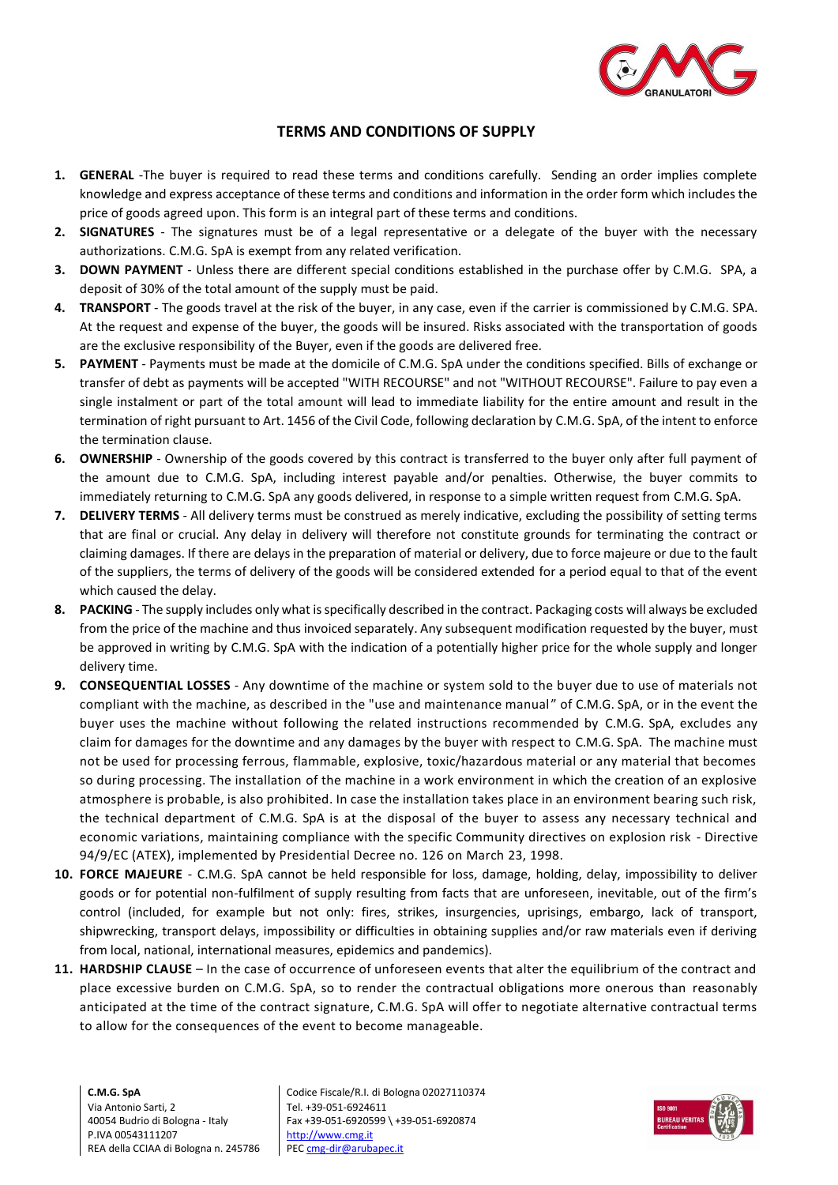# TERMS AND CONDITIONS OF SUPPLY

1. **GENERAL** -The buyer is required to read these terms and conditions carefully. Sending an order implies complete knowledge and express acceptance of these terms and conditions and information in the order form which includes the price of goods agreed upon. This form is an integral part of these terms and conditions.
2. **SIGNATURES** - The signatures must be of a legal representative or a delegate of the buyer with the necessary authorizations. C.M.G. SpA is exempt from any related verification.
3. **DOWN PAYMENT** - Unless there are different special conditions established in the purchase offer by C.M.G. SPA, a deposit of 30% of the total amount of the supply must be paid.
4. **TRANSPORT** - The goods travel at the risk of the buyer, in any case, even if the carrier is commissioned by C.M.G. SPA. At the request and expense of the buyer, the goods will be insured. Risks associated with the transportation of goods are the exclusive responsibility of the Buyer, even if the goods are delivered free.
5. **PAYMENT** - Payments must be made at the domicile of C.M.G. SpA under the conditions specified. Bills of exchange or transfer of debt as payments will be accepted "WITH RECOURSE" and not "WITHOUT RECOURSE". Failure to pay even a single instalment or part of the total amount will lead to immediate liability for the entire amount and result in the termination of right pursuant to Art. 1456 of the Civil Code, following declaration by C.M.G. SpA, of the intent to enforce the termination clause.
6. **OWNERSHIP** - Ownership of the goods covered by this contract is transferred to the buyer only after full payment of the amount due to C.M.G. SpA, including interest payable and/or penalties. Otherwise, the buyer commits to immediately returning to C.M.G. SpA any goods delivered, in response to a simple written request from C.M.G. SpA.
7. **DELIVERY TERMS** - All delivery terms must be construed as merely indicative, excluding the possibility of setting terms that are final or crucial. Any delay in delivery will therefore not constitute grounds for terminating the contract or claiming damages. If there are delays in the preparation of material or delivery, due to force majeure or due to the fault of the suppliers, the terms of delivery of the goods will be considered extended for a period equal to that of the event which caused the delay.
8. **PACKING** - The supply includes only what is specifically described in the contract. Packaging costs will always be excluded from the price of the machine and thus invoiced separately. Any subsequent modification requested by the buyer, must be approved in writing by C.M.G. SpA with the indication of a potentially higher price for the whole supply and longer delivery time.
9. **CONSEQUENTIAL LOSSES** - Any downtime of the machine or system sold to the buyer due to use of materials not compliant with the machine, as described in the "use and maintenance manual" of C.M.G. SpA, or in the event the buyer uses the machine without following the related instructions recommended by C.M.G. SpA, excludes any claim for damages for the downtime and any damages by the buyer with respect to C.M.G. SpA. The machine must not be used for processing ferrous, flammable, explosive, toxic/hazardous material or any material that becomes so during processing. The installation of the machine in a work environment in which the creation of an explosive atmosphere is probable, is also prohibited. In case the installation takes place in an environment bearing such risk, the technical department of C.M.G. SpA is at the disposal of the buyer to assess any necessary technical and economic variations, maintaining compliance with the specific Community directives on explosion risk - Directive 94/9/EC (ATEX), implemented by Presidential Decree no. 126 on March 23, 1998.
10. **FORCE MAJEURE** - C.M.G. SpA cannot be held responsible for loss, damage, holding, delay, impossibility to deliver goods or for potential non-fulfilment of supply resulting from facts that are unforeseen, inevitable, out of the firm's control (included, for example but not only: fires, strikes, insurgencies, uprisings, embargo, lack of transport, shipwrecking, transport delays, impossibility or difficulties in obtaining supplies and/or raw materials even if deriving from local, national, international measures, epidemics and pandemics).
11. **HARDSHIP CLAUSE** – In the case of occurrence of unforeseen events that alter the equilibrium of the contract and place excessive burden on C.M.G. SpA, so to render the contractual obligations more onerous than reasonably anticipated at the time of the contract signature, C.M.G. SpA will offer to negotiate alternative contractual terms to allow for the consequences of the event to become manageable.

**C.M.G. SpA**
Via Antonio Sarti, 2
40054 Budrio di Bologna - Italy
P.IVA 00543111207
REA della CCIAA di Bologna n. 245786

Codice Fiscale/R.I. di Bologna 02027110374
Tel. +39-051-6924611
Fax +39-051-6920599 \ +39-051-6920874
http://www.cmg.it
PEC cmg-dir@arubapec.it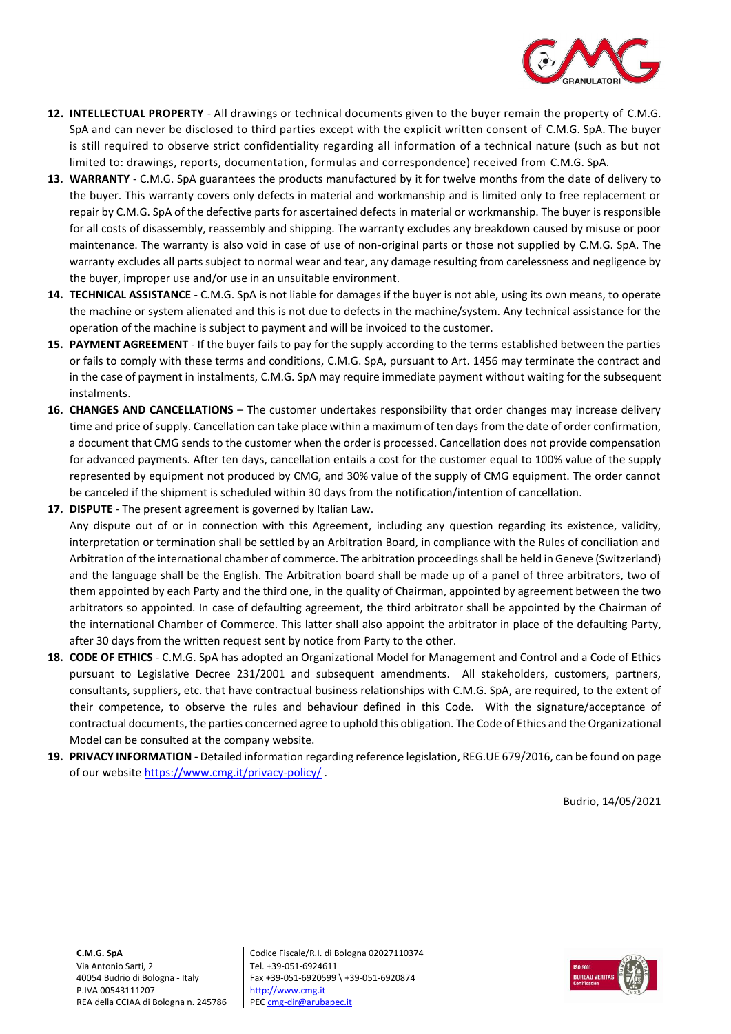12. **INTELLECTUAL PROPERTY** - All drawings or technical documents given to the buyer remain the property of C.M.G. SpA and can never be disclosed to third parties except with the explicit written consent of C.M.G. SpA. The buyer is still required to observe strict confidentiality regarding all information of a technical nature (such as but not limited to: drawings, reports, documentation, formulas and correspondence) received from C.M.G. SpA.
13. **WARRANTY** - C.M.G. SpA guarantees the products manufactured by it for twelve months from the date of delivery to the buyer. This warranty covers only defects in material and workmanship and is limited only to free replacement or repair by C.M.G. SpA of the defective parts for ascertained defects in material or workmanship. The buyer is responsible for all costs of disassembly, reassembly and shipping. The warranty excludes any breakdown caused by misuse or poor maintenance. The warranty is also void in case of use of non-original parts or those not supplied by C.M.G. SpA. The warranty excludes all parts subject to normal wear and tear, any damage resulting from carelessness and negligence by the buyer, improper use and/or use in an unsuitable environment.
14. **TECHNICAL ASSISTANCE** - C.M.G. SpA is not liable for damages if the buyer is not able, using its own means, to operate the machine or system alienated and this is not due to defects in the machine/system. Any technical assistance for the operation of the machine is subject to payment and will be invoiced to the customer.
15. **PAYMENT AGREEMENT** - If the buyer fails to pay for the supply according to the terms established between the parties or fails to comply with these terms and conditions, C.M.G. SpA, pursuant to Art. 1456 may terminate the contract and in the case of payment in instalments, C.M.G. SpA may require immediate payment without waiting for the subsequent instalments.
16. **CHANGES AND CANCELLATIONS** – The customer undertakes responsibility that order changes may increase delivery time and price of supply. Cancellation can take place within a maximum of ten days from the date of order confirmation, a document that CMG sends to the customer when the order is processed. Cancellation does not provide compensation for advanced payments. After ten days, cancellation entails a cost for the customer equal to 100% value of the supply represented by equipment not produced by CMG, and 30% value of the supply of CMG equipment. The order cannot be canceled if the shipment is scheduled within 30 days from the notification/intention of cancellation.
17. **DISPUTE** - The present agreement is governed by Italian Law.
    Any dispute out of or in connection with this Agreement, including any question regarding its existence, validity, interpretation or termination shall be settled by an Arbitration Board, in compliance with the Rules of conciliation and Arbitration of the international chamber of commerce. The arbitration proceedings shall be held in Geneve (Switzerland) and the language shall be the English. The Arbitration board shall be made up of a panel of three arbitrators, two of them appointed by each Party and the third one, in the quality of Chairman, appointed by agreement between the two arbitrators so appointed. In case of defaulting agreement, the third arbitrator shall be appointed by the Chairman of the international Chamber of Commerce. This latter shall also appoint the arbitrator in place of the defaulting Party, after 30 days from the written request sent by notice from Party to the other.
18. **CODE OF ETHICS** - C.M.G. SpA has adopted an Organizational Model for Management and Control and a Code of Ethics pursuant to Legislative Decree 231/2001 and subsequent amendments. All stakeholders, customers, partners, consultants, suppliers, etc. that have contractual business relationships with C.M.G. SpA, are required, to the extent of their competence, to observe the rules and behaviour defined in this Code. With the signature/acceptance of contractual documents, the parties concerned agree to uphold this obligation. The Code of Ethics and the Organizational Model can be consulted at the company website.
19. **PRIVACY INFORMATION -** Detailed information regarding reference legislation, REG.UE 679/2016, can be found on page of our website https://www.cmg.it/privacy-policy/ .

Budrio, 14/05/2021

**C.M.G. SpA**
Via Antonio Sarti, 2
40054 Budrio di Bologna - Italy
P.IVA 00543111207
REA della CCIAA di Bologna n. 245786

Codice Fiscale/R.I. di Bologna 02027110374
Tel. +39-051-6924611
Fax +39-051-6920599 \ +39-051-6920874
http://www.cmg.it
PEC cmg-dir@arubapec.it